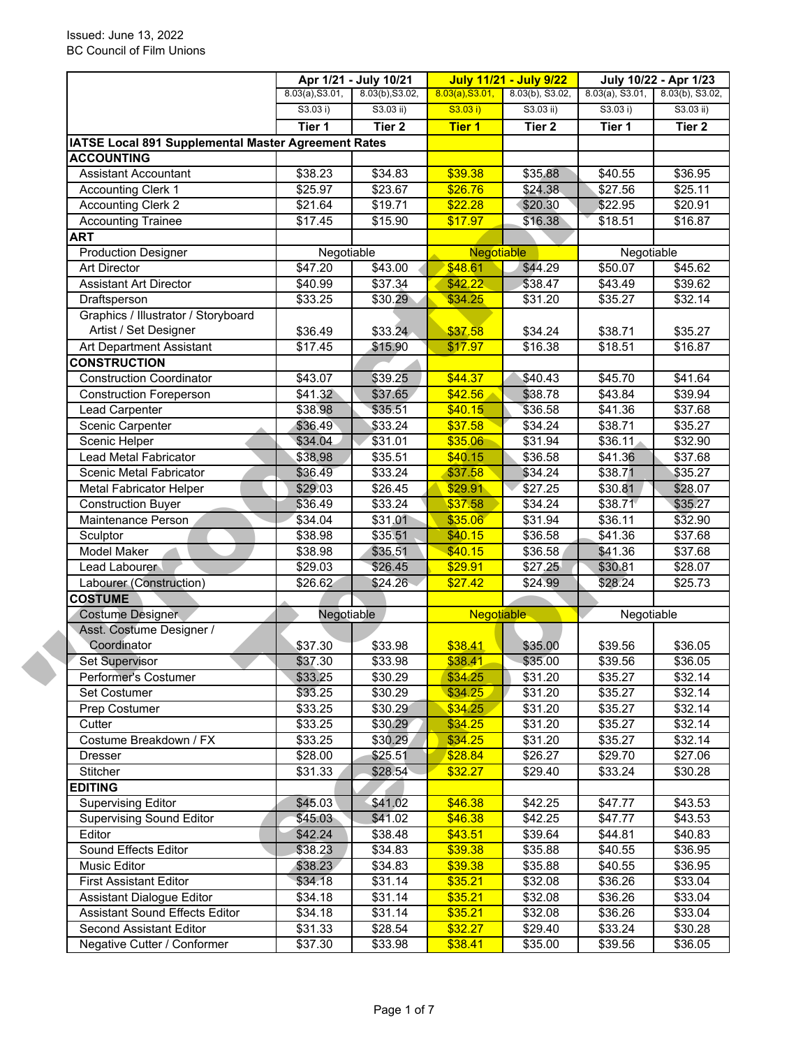Issued: June 13, 2022
BC Council of Film Unions

| | Apr 1/21 - July 10/21 | | July 11/21 - July 9/22 | | July 10/22 - Apr 1/23 | |
|---|---|---|---|---|---|---|
| | 8.03(a),S3.01, S3.03 i) | 8.03(b),S3.02, S3.03 ii) | 8.03(a),S3.01, S3.03 i) | 8.03(b), S3.02, S3.03 ii) | 8.03(a), S3.01, S3.03 i) | 8.03(b), S3.02, S3.03 ii) |
| | **Tier 1** | **Tier 2** | **Tier 1** | **Tier 2** | **Tier 1** | **Tier 2** |
| **IATSE Local 891 Supplemental Master Agreement Rates** | | | | | | |
| **ACCOUNTING** | | | | | | |
| Assistant Accountant | $38.23 | $34.83 | $39.38 | $35.88 | $40.55 | $36.95 |
| Accounting Clerk 1 | $25.97 | $23.67 | $26.76 | $24.38 | $27.56 | $25.11 |
| Accounting Clerk 2 | $21.64 | $19.71 | $22.28 | $20.30 | $22.95 | $20.91 |
| Accounting Trainee | $17.45 | $15.90 | $17.97 | $16.38 | $18.51 | $16.87 |
| **ART** | | | | | | |
| Production Designer | Negotiable | | Negotiable | | Negotiable | |
| Art Director | $47.20 | $43.00 | $48.61 | $44.29 | $50.07 | $45.62 |
| Assistant Art Director | $40.99 | $37.34 | $42.22 | $38.47 | $43.49 | $39.62 |
| Draftsperson | $33.25 | $30.29 | $34.25 | $31.20 | $35.27 | $32.14 |
| Graphics / Illustrator / Storyboard Artist / Set Designer | $36.49 | $33.24 | $37.58 | $34.24 | $38.71 | $35.27 |
| Art Department Assistant | $17.45 | $15.90 | $17.97 | $16.38 | $18.51 | $16.87 |
| **CONSTRUCTION** | | | | | | |
| Construction Coordinator | $43.07 | $39.25 | $44.37 | $40.43 | $45.70 | $41.64 |
| Construction Foreperson | $41.32 | $37.65 | $42.56 | $38.78 | $43.84 | $39.94 |
| Lead Carpenter | $38.98 | $35.51 | $40.15 | $36.58 | $41.36 | $37.68 |
| Scenic Carpenter | $36.49 | $33.24 | $37.58 | $34.24 | $38.71 | $35.27 |
| Scenic Helper | $34.04 | $31.01 | $35.06 | $31.94 | $36.11 | $32.90 |
| Lead Metal Fabricator | $38.98 | $35.51 | $40.15 | $36.58 | $41.36 | $37.68 |
| Scenic Metal Fabricator | $36.49 | $33.24 | $37.58 | $34.24 | $38.71 | $35.27 |
| Metal Fabricator Helper | $29.03 | $26.45 | $29.91 | $27.25 | $30.81 | $28.07 |
| Construction Buyer | $36.49 | $33.24 | $37.58 | $34.24 | $38.71 | $35.27 |
| Maintenance Person | $34.04 | $31.01 | $35.06 | $31.94 | $36.11 | $32.90 |
| Sculptor | $38.98 | $35.51 | $40.15 | $36.58 | $41.36 | $37.68 |
| Model Maker | $38.98 | $35.51 | $40.15 | $36.58 | $41.36 | $37.68 |
| Lead Labourer | $29.03 | $26.45 | $29.91 | $27.25 | $30.81 | $28.07 |
| Labourer (Construction) | $26.62 | $24.26 | $27.42 | $24.99 | $28.24 | $25.73 |
| **COSTUME** | | | | | | |
| Costume Designer | Negotiable | | Negotiable | | Negotiable | |
| Asst. Costume Designer / Coordinator | $37.30 | $33.98 | $38.41 | $35.00 | $39.56 | $36.05 |
| Set Supervisor | $37.30 | $33.98 | $38.41 | $35.00 | $39.56 | $36.05 |
| Performer's Costumer | $33.25 | $30.29 | $34.25 | $31.20 | $35.27 | $32.14 |
| Set Costumer | $33.25 | $30.29 | $34.25 | $31.20 | $35.27 | $32.14 |
| Prep Costumer | $33.25 | $30.29 | $34.25 | $31.20 | $35.27 | $32.14 |
| Cutter | $33.25 | $30.29 | $34.25 | $31.20 | $35.27 | $32.14 |
| Costume Breakdown / FX | $33.25 | $30.29 | $34.25 | $31.20 | $35.27 | $32.14 |
| Dresser | $28.00 | $25.51 | $28.84 | $26.27 | $29.70 | $27.06 |
| Stitcher | $31.33 | $28.54 | $32.27 | $29.40 | $33.24 | $30.28 |
| **EDITING** | | | | | | |
| Supervising Editor | $45.03 | $41.02 | $46.38 | $42.25 | $47.77 | $43.53 |
| Supervising Sound Editor | $45.03 | $41.02 | $46.38 | $42.25 | $47.77 | $43.53 |
| Editor | $42.24 | $38.48 | $43.51 | $39.64 | $44.81 | $40.83 |
| Sound Effects Editor | $38.23 | $34.83 | $39.38 | $35.88 | $40.55 | $36.95 |
| Music Editor | $38.23 | $34.83 | $39.38 | $35.88 | $40.55 | $36.95 |
| First Assistant Editor | $34.18 | $31.14 | $35.21 | $32.08 | $36.26 | $33.04 |
| Assistant Dialogue Editor | $34.18 | $31.14 | $35.21 | $32.08 | $36.26 | $33.04 |
| Assistant Sound Effects Editor | $34.18 | $31.14 | $35.21 | $32.08 | $36.26 | $33.04 |
| Second Assistant Editor | $31.33 | $28.54 | $32.27 | $29.40 | $33.24 | $30.28 |
| Negative Cutter / Conformer | $37.30 | $33.98 | $38.41 | $35.00 | $39.56 | $36.05 |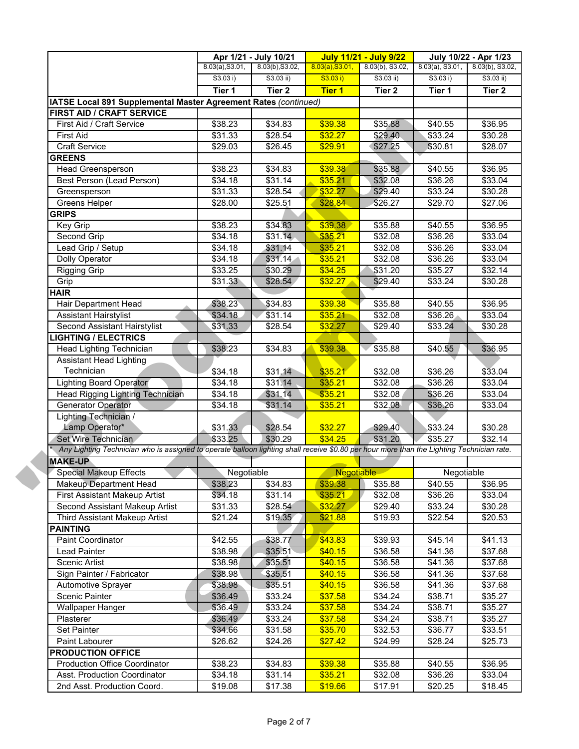| | Apr 1/21 - July 10/21 | | July 11/21 - July 9/22 | | July 10/22 - Apr 1/23 | |
|---|---|---|---|---|---|---|
| | 8.03(a),S3.01, S3.03 i) | 8.03(b),S3.02, S3.03 ii) | 8.03(a),S3.01, S3.03 i) | 8.03(b), S3.02, S3.03 ii) | 8.03(a), S3.01, S3.03 i) | 8.03(b), S3.02, S3.03 ii) |
| | **Tier 1** | **Tier 2** | **Tier 1** | **Tier 2** | **Tier 1** | **Tier 2** |
| **IATSE Local 891 Supplemental Master Agreement Rates** *(continued)* | | | | | | |
| **FIRST AID / CRAFT SERVICE** | | | | | | |
| First Aid / Craft Service | $38.23 | $34.83 | $39.38 | $35.88 | $40.55 | $36.95 |
| First Aid | $31.33 | $28.54 | $32.27 | $29.40 | $33.24 | $30.28 |
| Craft Service | $29.03 | $26.45 | $29.91 | $27.25 | $30.81 | $28.07 |
| **GREENS** | | | | | | |
| Head Greensperson | $38.23 | $34.83 | $39.38 | $35.88 | $40.55 | $36.95 |
| Best Person (Lead Person) | $34.18 | $31.14 | $35.21 | $32.08 | $36.26 | $33.04 |
| Greensperson | $31.33 | $28.54 | $32.27 | $29.40 | $33.24 | $30.28 |
| Greens Helper | $28.00 | $25.51 | $28.84 | $26.27 | $29.70 | $27.06 |
| **GRIPS** | | | | | | |
| Key Grip | $38.23 | $34.83 | $39.38 | $35.88 | $40.55 | $36.95 |
| Second Grip | $34.18 | $31.14 | $35.21 | $32.08 | $36.26 | $33.04 |
| Lead Grip / Setup | $34.18 | $31.14 | $35.21 | $32.08 | $36.26 | $33.04 |
| Dolly Operator | $34.18 | $31.14 | $35.21 | $32.08 | $36.26 | $33.04 |
| Rigging Grip | $33.25 | $30.29 | $34.25 | $31.20 | $35.27 | $32.14 |
| Grip | $31.33 | $28.54 | $32.27 | $29.40 | $33.24 | $30.28 |
| **HAIR** | | | | | | |
| Hair Department Head | $38.23 | $34.83 | $39.38 | $35.88 | $40.55 | $36.95 |
| Assistant Hairstylist | $34.18 | $31.14 | $35.21 | $32.08 | $36.26 | $33.04 |
| Second Assistant Hairstylist | $31.33 | $28.54 | $32.27 | $29.40 | $33.24 | $30.28 |
| **LIGHTING / ELECTRICS** | | | | | | |
| Head Lighting Technician | $38.23 | $34.83 | $39.38 | $35.88 | $40.55 | $36.95 |
| Assistant Head Lighting Technician | $34.18 | $31.14 | $35.21 | $32.08 | $36.26 | $33.04 |
| Lighting Board Operator | $34.18 | $31.14 | $35.21 | $32.08 | $36.26 | $33.04 |
| Head Rigging Lighting Technician | $34.18 | $31.14 | $35.21 | $32.08 | $36.26 | $33.04 |
| Generator Operator | $34.18 | $31.14 | $35.21 | $32.08 | $36.26 | $33.04 |
| Lighting Technician / Lamp Operator* | $31.33 | $28.54 | $32.27 | $29.40 | $33.24 | $30.28 |
| Set Wire Technician | $33.25 | $30.29 | $34.25 | $31.20 | $35.27 | $32.14 |
| * *Any Lighting Technician who is assigned to operate balloon lighting shall receive $0.80 per hour more than the Lighting Technician rate.* | | | | | | |
| **MAKE-UP** | | | | | | |
| Special Makeup Effects | Negotiable | | Negotiable | | Negotiable | |
| Makeup Department Head | $38.23 | $34.83 | $39.38 | $35.88 | $40.55 | $36.95 |
| First Assistant Makeup Artist | $34.18 | $31.14 | $35.21 | $32.08 | $36.26 | $33.04 |
| Second Assistant Makeup Artist | $31.33 | $28.54 | $32.27 | $29.40 | $33.24 | $30.28 |
| Third Assistant Makeup Artist | $21.24 | $19.35 | $21.88 | $19.93 | $22.54 | $20.53 |
| **PAINTING** | | | | | | |
| Paint Coordinator | $42.55 | $38.77 | $43.83 | $39.93 | $45.14 | $41.13 |
| Lead Painter | $38.98 | $35.51 | $40.15 | $36.58 | $41.36 | $37.68 |
| Scenic Artist | $38.98 | $35.51 | $40.15 | $36.58 | $41.36 | $37.68 |
| Sign Painter / Fabricator | $38.98 | $35.51 | $40.15 | $36.58 | $41.36 | $37.68 |
| Automotive Sprayer | $38.98 | $35.51 | $40.15 | $36.58 | $41.36 | $37.68 |
| Scenic Painter | $36.49 | $33.24 | $37.58 | $34.24 | $38.71 | $35.27 |
| Wallpaper Hanger | $36.49 | $33.24 | $37.58 | $34.24 | $38.71 | $35.27 |
| Plasterer | $36.49 | $33.24 | $37.58 | $34.24 | $38.71 | $35.27 |
| Set Painter | $34.66 | $31.58 | $35.70 | $32.53 | $36.77 | $33.51 |
| Paint Labourer | $26.62 | $24.26 | $27.42 | $24.99 | $28.24 | $25.73 |
| **PRODUCTION OFFICE** | | | | | | |
| Production Office Coordinator | $38.23 | $34.83 | $39.38 | $35.88 | $40.55 | $36.95 |
| Asst. Production Coordinator | $34.18 | $31.14 | $35.21 | $32.08 | $36.26 | $33.04 |
| 2nd Asst. Production Coord. | $19.08 | $17.38 | $19.66 | $17.91 | $20.25 | $18.45 |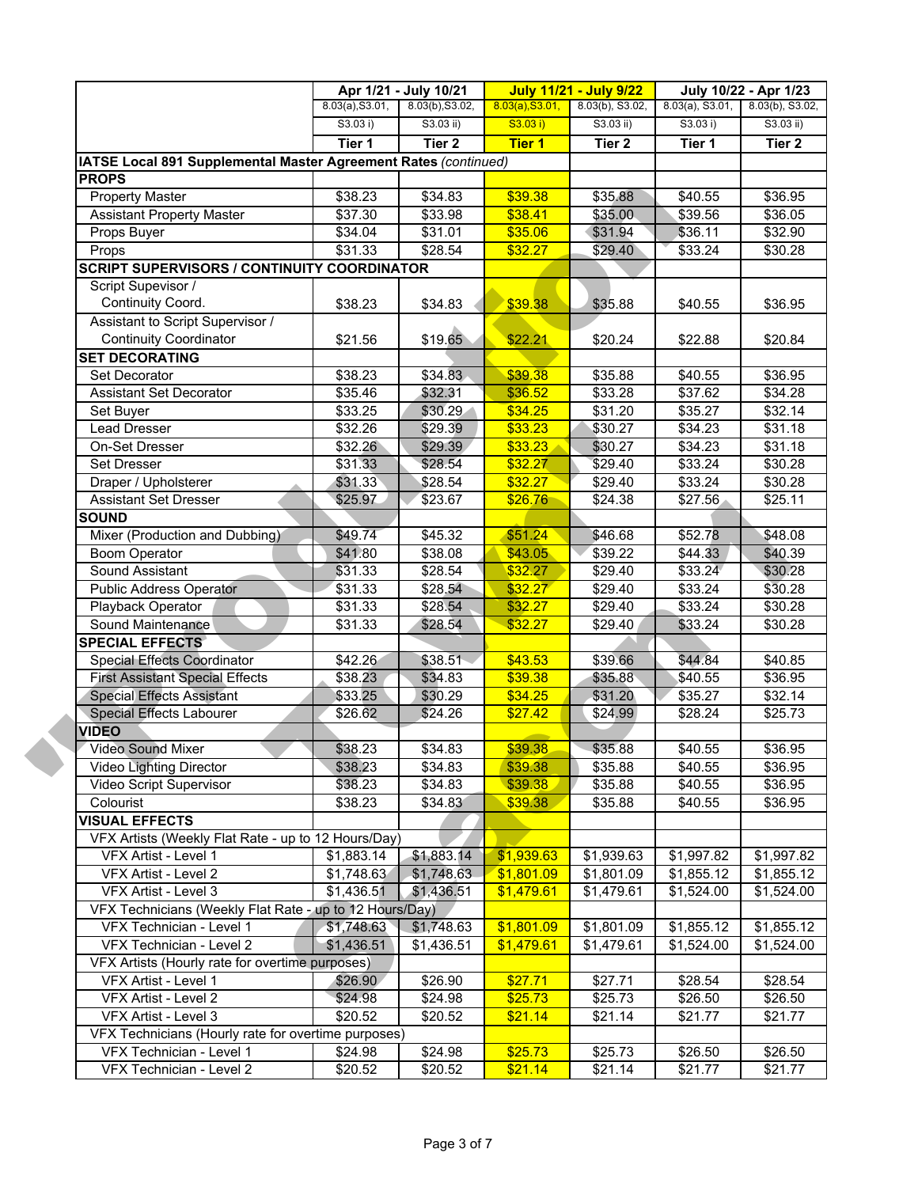| | Apr 1/21 - July 10/21 | | July 11/21 - July 9/22 | | July 10/22 - Apr 1/23 | |
|---|---|---|---|---|---|---|
| | 8.03(a),S3.01, S3.03 i) | 8.03(b),S3.02, S3.03 ii) | 8.03(a),S3.01, S3.03 i) | 8.03(b), S3.02, S3.03 ii) | 8.03(a), S3.01, S3.03 i) | 8.03(b), S3.02, S3.03 ii) |
| | **Tier 1** | **Tier 2** | **Tier 1** | **Tier 2** | **Tier 1** | **Tier 2** |
| **IATSE Local 891 Supplemental Master Agreement Rates** *(continued)* | | | | | | |
| **PROPS** | | | | | | |
| Property Master | $38.23 | $34.83 | $39.38 | $35.88 | $40.55 | $36.95 |
| Assistant Property Master | $37.30 | $33.98 | $38.41 | $35.00 | $39.56 | $36.05 |
| Props Buyer | $34.04 | $31.01 | $35.06 | $31.94 | $36.11 | $32.90 |
| Props | $31.33 | $28.54 | $32.27 | $29.40 | $33.24 | $30.28 |
| **SCRIPT SUPERVISORS / CONTINUITY COORDINATOR** | | | | | | |
| Script Supevisor / Continuity Coord. | $38.23 | $34.83 | $39.38 | $35.88 | $40.55 | $36.95 |
| Assistant to Script Supervisor / Continuity Coordinator | $21.56 | $19.65 | $22.21 | $20.24 | $22.88 | $20.84 |
| **SET DECORATING** | | | | | | |
| Set Decorator | $38.23 | $34.83 | $39.38 | $35.88 | $40.55 | $36.95 |
| Assistant Set Decorator | $35.46 | $32.31 | $36.52 | $33.28 | $37.62 | $34.28 |
| Set Buyer | $33.25 | $30.29 | $34.25 | $31.20 | $35.27 | $32.14 |
| Lead Dresser | $32.26 | $29.39 | $33.23 | $30.27 | $34.23 | $31.18 |
| On-Set Dresser | $32.26 | $29.39 | $33.23 | $30.27 | $34.23 | $31.18 |
| Set Dresser | $31.33 | $28.54 | $32.27 | $29.40 | $33.24 | $30.28 |
| Draper / Upholsterer | $31.33 | $28.54 | $32.27 | $29.40 | $33.24 | $30.28 |
| Assistant Set Dresser | $25.97 | $23.67 | $26.76 | $24.38 | $27.56 | $25.11 |
| **SOUND** | | | | | | |
| Mixer (Production and Dubbing) | $49.74 | $45.32 | $51.24 | $46.68 | $52.78 | $48.08 |
| Boom Operator | $41.80 | $38.08 | $43.05 | $39.22 | $44.33 | $40.39 |
| Sound Assistant | $31.33 | $28.54 | $32.27 | $29.40 | $33.24 | $30.28 |
| Public Address Operator | $31.33 | $28.54 | $32.27 | $29.40 | $33.24 | $30.28 |
| Playback Operator | $31.33 | $28.54 | $32.27 | $29.40 | $33.24 | $30.28 |
| Sound Maintenance | $31.33 | $28.54 | $32.27 | $29.40 | $33.24 | $30.28 |
| **SPECIAL EFFECTS** | | | | | | |
| Special Effects Coordinator | $42.26 | $38.51 | $43.53 | $39.66 | $44.84 | $40.85 |
| First Assistant Special Effects | $38.23 | $34.83 | $39.38 | $35.88 | $40.55 | $36.95 |
| Special Effects Assistant | $33.25 | $30.29 | $34.25 | $31.20 | $35.27 | $32.14 |
| Special Effects Labourer | $26.62 | $24.26 | $27.42 | $24.99 | $28.24 | $25.73 |
| **VIDEO** | | | | | | |
| Video Sound Mixer | $38.23 | $34.83 | $39.38 | $35.88 | $40.55 | $36.95 |
| Video Lighting Director | $38.23 | $34.83 | $39.38 | $35.88 | $40.55 | $36.95 |
| Video Script Supervisor | $38.23 | $34.83 | $39.38 | $35.88 | $40.55 | $36.95 |
| Colourist | $38.23 | $34.83 | $39.38 | $35.88 | $40.55 | $36.95 |
| **VISUAL EFFECTS** | | | | | | |
| VFX Artists (Weekly Flat Rate - up to 12 Hours/Day) | | | | | | |
| VFX Artist - Level 1 | $1,883.14 | $1,883.14 | $1,939.63 | $1,939.63 | $1,997.82 | $1,997.82 |
| VFX Artist - Level 2 | $1,748.63 | $1,748.63 | $1,801.09 | $1,801.09 | $1,855.12 | $1,855.12 |
| VFX Artist - Level 3 | $1,436.51 | $1,436.51 | $1,479.61 | $1,479.61 | $1,524.00 | $1,524.00 |
| VFX Technicians (Weekly Flat Rate - up to 12 Hours/Day) | | | | | | |
| VFX Technician - Level 1 | $1,748.63 | $1,748.63 | $1,801.09 | $1,801.09 | $1,855.12 | $1,855.12 |
| VFX Technician - Level 2 | $1,436.51 | $1,436.51 | $1,479.61 | $1,479.61 | $1,524.00 | $1,524.00 |
| VFX Artists (Hourly rate for overtime purposes) | | | | | | |
| VFX Artist - Level 1 | $26.90 | $26.90 | $27.71 | $27.71 | $28.54 | $28.54 |
| VFX Artist - Level 2 | $24.98 | $24.98 | $25.73 | $25.73 | $26.50 | $26.50 |
| VFX Artist - Level 3 | $20.52 | $20.52 | $21.14 | $21.14 | $21.77 | $21.77 |
| VFX Technicians (Hourly rate for overtime purposes) | | | | | | |
| VFX Technician - Level 1 | $24.98 | $24.98 | $25.73 | $25.73 | $26.50 | $26.50 |
| VFX Technician - Level 2 | $20.52 | $20.52 | $21.14 | $21.14 | $21.77 | $21.77 |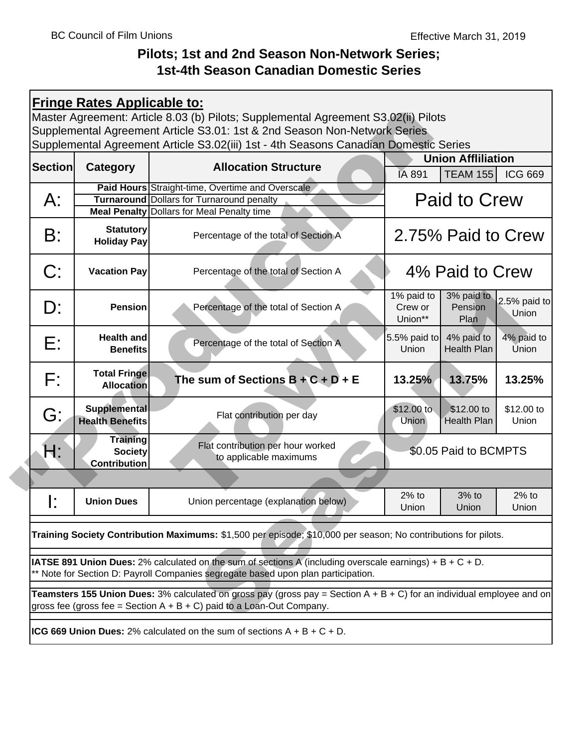BC Council of Film Unions

Effective March 31, 2019

## Pilots; 1st and 2nd Season Non-Network Series; 1st-4th Season Canadian Domestic Series

**Fringe Rates Applicable to:**

Master Agreement: Article 8.03 (b) Pilots; Supplemental Agreement S3.02(ii) Pilots
Supplemental Agreement Article S3.01: 1st & 2nd Season Non-Network Series
Supplemental Agreement Article S3.02(iii) 1st - 4th Seasons Canadian Domestic Series

| Section | Category | Allocation Structure | Union Affiliation | | |
|---|---|---|---|---|---|
| | | | IA 891 | TEAM 155 | ICG 669 |
| A: | **Paid Hours** | Straight-time, Overtime and Overscale | Paid to Crew | | |
| | **Turnaround** | Dollars for Turnaround penalty | | | |
| | **Meal Penalty** | Dollars for Meal Penalty time | | | |
| B: | **Statutory Holiday Pay** | Percentage of the total of Section A | 2.75% Paid to Crew | | |
| C: | **Vacation Pay** | Percentage of the total of Section A | 4% Paid to Crew | | |
| D: | **Pension** | Percentage of the total of Section A | 1% paid to Crew or Union** | 3% paid to Pension Plan | 2.5% paid to Union |
| E: | **Health and Benefits** | Percentage of the total of Section A | 5.5% paid to Union | 4% paid to Health Plan | 4% paid to Union |
| F: | **Total Fringe Allocation** | **The sum of Sections B + C + D + E** | **13.25%** | **13.75%** | **13.25%** |
| G: | **Supplemental Health Benefits** | Flat contribution per day | $12.00 to Union | $12.00 to Health Plan | $12.00 to Union |
| H: | **Training Society Contribution** | Flat contribution per hour worked to applicable maximums | $0.05 Paid to BCMPTS | | |
| I: | **Union Dues** | Union percentage (explanation below) | 2% to Union | 3% to Union | 2% to Union |

**Training Society Contribution Maximums:** $1,500 per episode; $10,000 per season; No contributions for pilots.

**IATSE 891 Union Dues:** 2% calculated on the sum of sections A (including overscale earnings) + B + C + D.
** Note for Section D: Payroll Companies segregate based upon plan participation.

**Teamsters 155 Union Dues:** 3% calculated on gross pay (gross pay = Section A + B + C) for an individual employee and on gross fee (gross fee = Section A + B + C) paid to a Loan-Out Company.

**ICG 669 Union Dues:** 2% calculated on the sum of sections A + B + C + D.